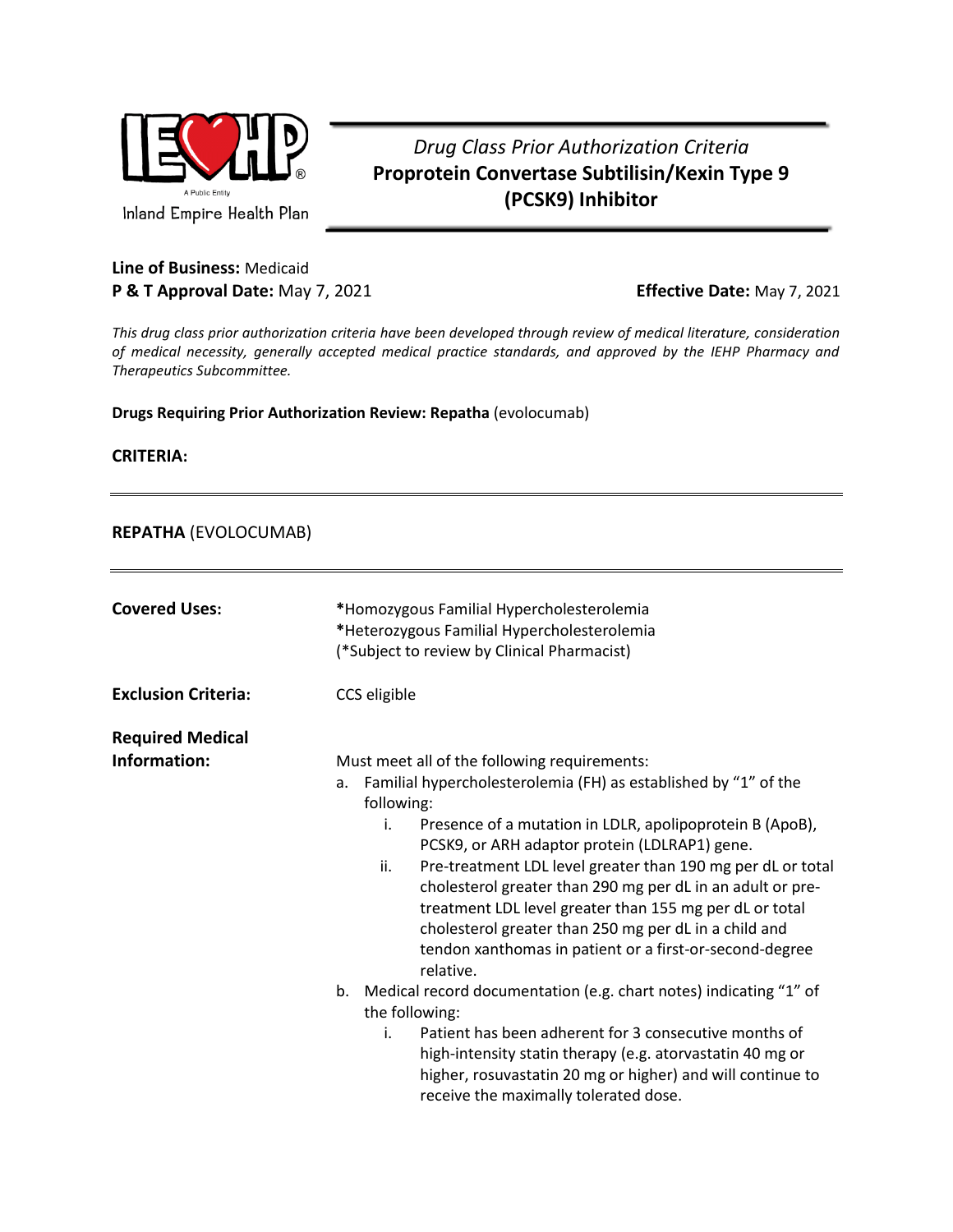Inland Empire Health Plan

# *Drug Class Prior Authorization Criteria*
# Proprotein Convertase Subtilisin/Kexin Type 9 (PCSK9) Inhibitor

**Line of Business:** Medicaid
**P & T Approval Date:** May 7, 2021 **Effective Date:** May 7, 2021

*This drug class prior authorization criteria have been developed through review of medical literature, consideration of medical necessity, generally accepted medical practice standards, and approved by the IEHP Pharmacy and Therapeutics Subcommittee.*

**Drugs Requiring Prior Authorization Review: Repatha** (evolocumab)

**CRITERIA:**

---

## **REPATHA** (EVOLOCUMAB)

---

**Covered Uses:**

*Homozygous Familial Hypercholesterolemia
*Heterozygous Familial Hypercholesterolemia
(*Subject to review by Clinical Pharmacist)

**Exclusion Criteria:**

CCS eligible

**Required Medical Information:**

Must meet all of the following requirements:

a. Familial hypercholesterolemia (FH) as established by "1" of the following:
   i. Presence of a mutation in LDLR, apolipoprotein B (ApoB), PCSK9, or ARH adaptor protein (LDLRAP1) gene.
   ii. Pre-treatment LDL level greater than 190 mg per dL or total cholesterol greater than 290 mg per dL in an adult or pre-treatment LDL level greater than 155 mg per dL or total cholesterol greater than 250 mg per dL in a child and tendon xanthomas in patient or a first-or-second-degree relative.
b. Medical record documentation (e.g. chart notes) indicating "1" of the following:
   i. Patient has been adherent for 3 consecutive months of high-intensity statin therapy (e.g. atorvastatin 40 mg or higher, rosuvastatin 20 mg or higher) and will continue to receive the maximally tolerated dose.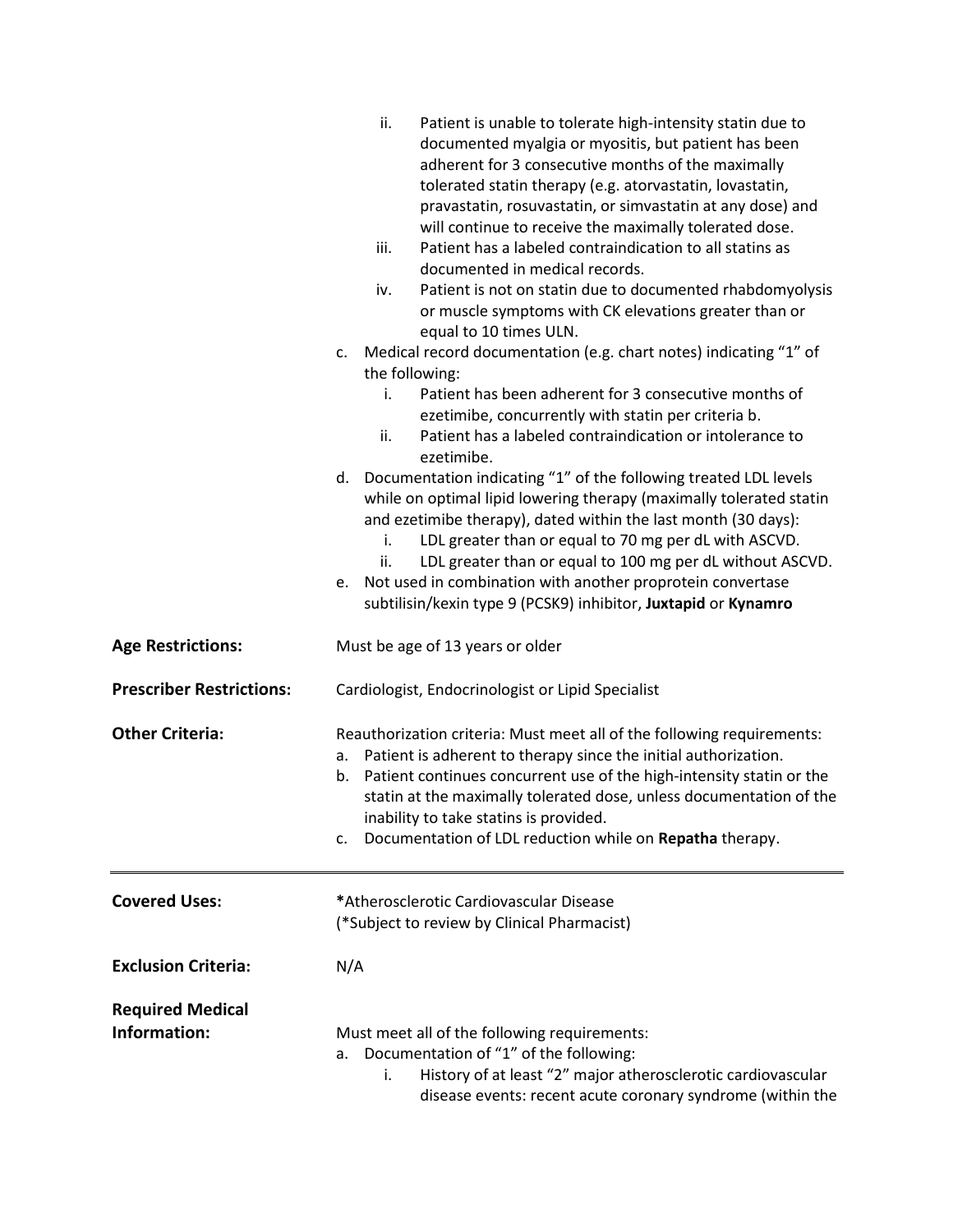ii. Patient is unable to tolerate high-intensity statin due to documented myalgia or myositis, but patient has been adherent for 3 consecutive months of the maximally tolerated statin therapy (e.g. atorvastatin, lovastatin, pravastatin, rosuvastatin, or simvastatin at any dose) and will continue to receive the maximally tolerated dose.
   iii. Patient has a labeled contraindication to all statins as documented in medical records.
   iv. Patient is not on statin due to documented rhabdomyolysis or muscle symptoms with CK elevations greater than or equal to 10 times ULN.

c. Medical record documentation (e.g. chart notes) indicating "1" of the following:
   i. Patient has been adherent for 3 consecutive months of ezetimibe, concurrently with statin per criteria b.
   ii. Patient has a labeled contraindication or intolerance to ezetimibe.

d. Documentation indicating "1" of the following treated LDL levels while on optimal lipid lowering therapy (maximally tolerated statin and ezetimibe therapy), dated within the last month (30 days):
   i. LDL greater than or equal to 70 mg per dL with ASCVD.
   ii. LDL greater than or equal to 100 mg per dL without ASCVD.

e. Not used in combination with another proprotein convertase subtilisin/kexin type 9 (PCSK9) inhibitor, **Juxtapid** or **Kynamro**

**Age Restrictions:** Must be age of 13 years or older

**Prescriber Restrictions:** Cardiologist, Endocrinologist or Lipid Specialist

**Other Criteria:** Reauthorization criteria: Must meet all of the following requirements:

a. Patient is adherent to therapy since the initial authorization.
b. Patient continues concurrent use of the high-intensity statin or the statin at the maximally tolerated dose, unless documentation of the inability to take statins is provided.
c. Documentation of LDL reduction while on **Repatha** therapy.

---

**Covered Uses:** **\***Atherosclerotic Cardiovascular Disease
(*Subject to review by Clinical Pharmacist)

**Exclusion Criteria:** N/A

**Required Medical Information:** Must meet all of the following requirements:

a. Documentation of "1" of the following:
   i. History of at least "2" major atherosclerotic cardiovascular disease events: recent acute coronary syndrome (within the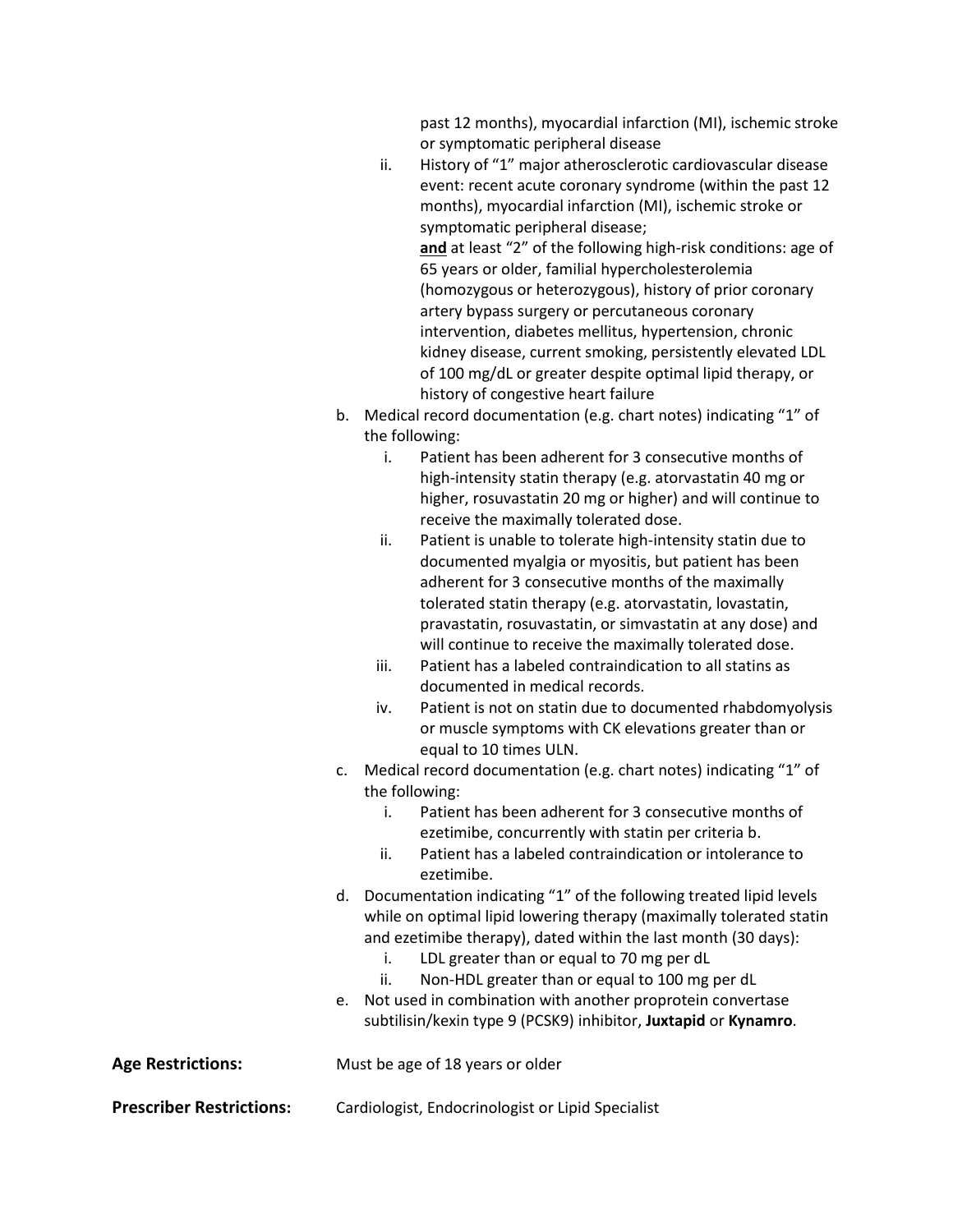past 12 months), myocardial infarction (MI), ischemic stroke or symptomatic peripheral disease

ii. History of "1" major atherosclerotic cardiovascular disease event: recent acute coronary syndrome (within the past 12 months), myocardial infarction (MI), ischemic stroke or symptomatic peripheral disease;

**and** at least "2" of the following high-risk conditions: age of 65 years or older, familial hypercholesterolemia (homozygous or heterozygous), history of prior coronary artery bypass surgery or percutaneous coronary intervention, diabetes mellitus, hypertension, chronic kidney disease, current smoking, persistently elevated LDL of 100 mg/dL or greater despite optimal lipid therapy, or history of congestive heart failure

b. Medical record documentation (e.g. chart notes) indicating "1" of the following:

   i. Patient has been adherent for 3 consecutive months of high-intensity statin therapy (e.g. atorvastatin 40 mg or higher, rosuvastatin 20 mg or higher) and will continue to receive the maximally tolerated dose.

   ii. Patient is unable to tolerate high-intensity statin due to documented myalgia or myositis, but patient has been adherent for 3 consecutive months of the maximally tolerated statin therapy (e.g. atorvastatin, lovastatin, pravastatin, rosuvastatin, or simvastatin at any dose) and will continue to receive the maximally tolerated dose.

   iii. Patient has a labeled contraindication to all statins as documented in medical records.

   iv. Patient is not on statin due to documented rhabdomyolysis or muscle symptoms with CK elevations greater than or equal to 10 times ULN.

c. Medical record documentation (e.g. chart notes) indicating "1" of the following:

   i. Patient has been adherent for 3 consecutive months of ezetimibe, concurrently with statin per criteria b.

   ii. Patient has a labeled contraindication or intolerance to ezetimibe.

d. Documentation indicating "1" of the following treated lipid levels while on optimal lipid lowering therapy (maximally tolerated statin and ezetimibe therapy), dated within the last month (30 days):

   i. LDL greater than or equal to 70 mg per dL

   ii. Non-HDL greater than or equal to 100 mg per dL

e. Not used in combination with another proprotein convertase subtilisin/kexin type 9 (PCSK9) inhibitor, **Juxtapid** or **Kynamro**.

**Age Restrictions:** Must be age of 18 years or older

**Prescriber Restrictions:** Cardiologist, Endocrinologist or Lipid Specialist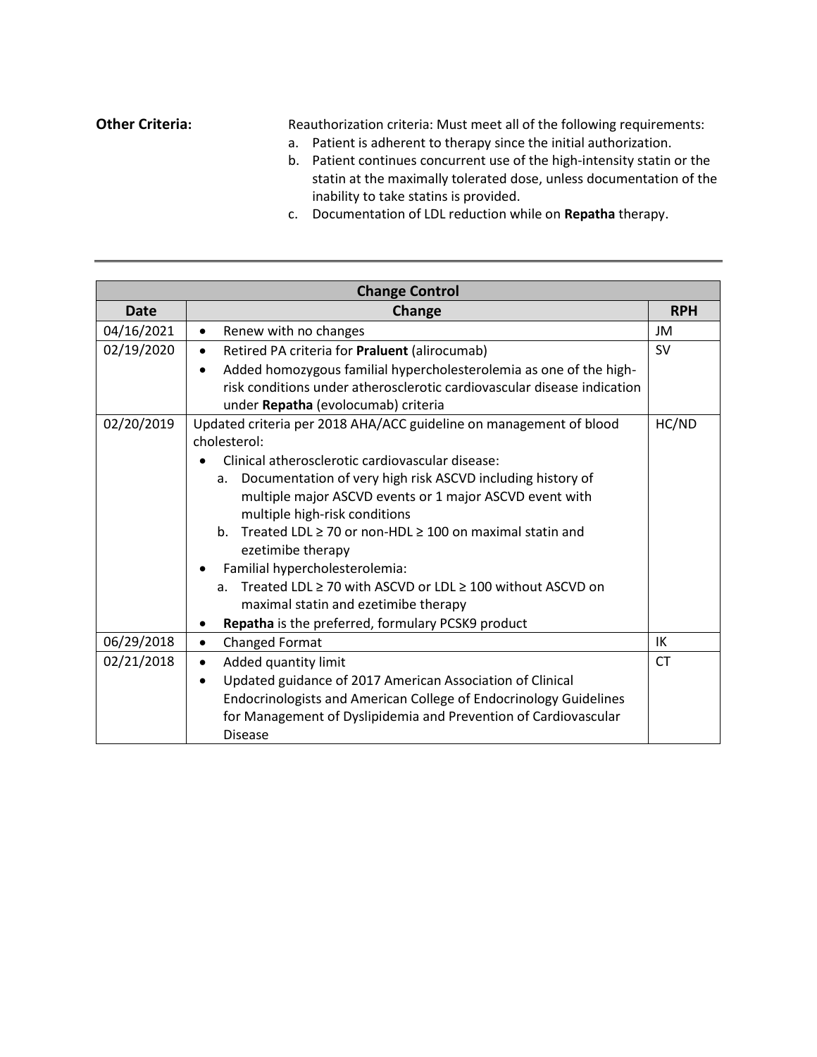**Other Criteria:** Reauthorization criteria: Must meet all of the following requirements:

a. Patient is adherent to therapy since the initial authorization.
b. Patient continues concurrent use of the high-intensity statin or the statin at the maximally tolerated dose, unless documentation of the inability to take statins is provided.
c. Documentation of LDL reduction while on **Repatha** therapy.

---

| Change Control | | |
|---|---|---|
| **Date** | **Change** | **RPH** |
| 04/16/2021 | • Renew with no changes | JM |
| 02/19/2020 | • Retired PA criteria for **Praluent** (alirocumab)<br>• Added homozygous familial hypercholesterolemia as one of the high-risk conditions under atherosclerotic cardiovascular disease indication under **Repatha** (evolocumab) criteria | SV |
| 02/20/2019 | Updated criteria per 2018 AHA/ACC guideline on management of blood cholesterol:<br>• Clinical atherosclerotic cardiovascular disease:<br>a. Documentation of very high risk ASCVD including history of multiple major ASCVD events or 1 major ASCVD event with multiple high-risk conditions<br>b. Treated LDL ≥ 70 or non-HDL ≥ 100 on maximal statin and ezetimibe therapy<br>• Familial hypercholesterolemia:<br>a. Treated LDL ≥ 70 with ASCVD or LDL ≥ 100 without ASCVD on maximal statin and ezetimibe therapy<br>• **Repatha** is the preferred, formulary PCSK9 product | HC/ND |
| 06/29/2018 | • Changed Format | IK |
| 02/21/2018 | • Added quantity limit<br>• Updated guidance of 2017 American Association of Clinical Endocrinologists and American College of Endocrinology Guidelines for Management of Dyslipidemia and Prevention of Cardiovascular Disease | CT |